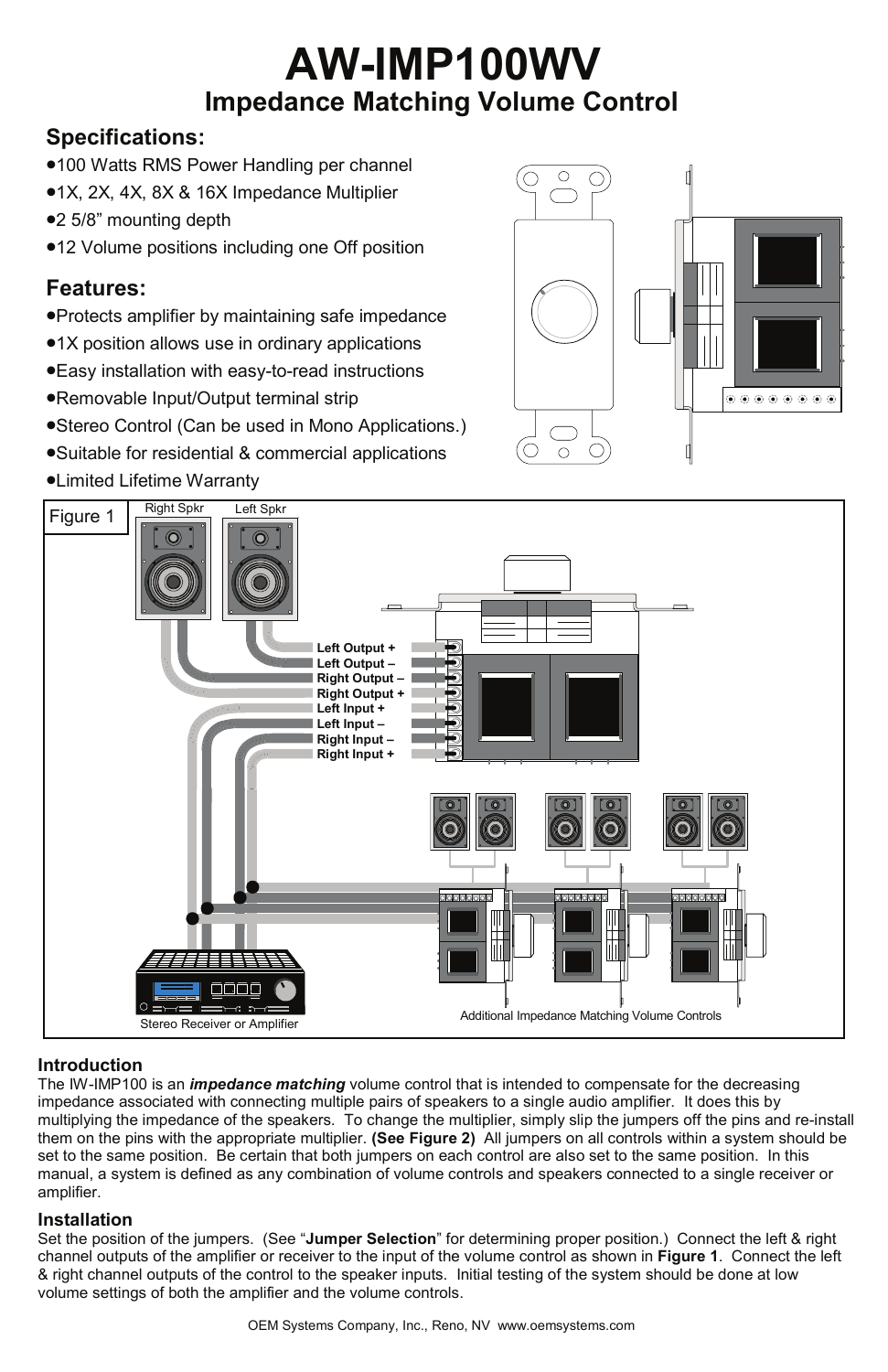# AW-IMP100WV

## Impedance Matching Volume Control

### Specifications:

- 100 Watts RMS Power Handling per channel
- 1X, 2X, 4X, 8X & 16X Impedance Multiplier
- 2 5/8" mounting depth
- 12 Volume positions including one Off position

### Features:

- Protects amplifier by maintaining safe impedance
- 1X position allows use in ordinary applications
- Easy installation with easy-to-read instructions
- Removable Input/Output terminal strip
- Stereo Control (Can be used in Mono Applications.)
- Suitable for residential & commercial applications
- Limited Lifetime Warranty

Figure 1

Right Spkr | Left Spkr

Left Output +
Left Output –
Right Output –
Right Output +
Left Input +
Left Input –
Right Input –
Right Input +

Stereo Receiver or Amplifier

Additional Impedance Matching Volume Controls

### Introduction

The IW-IMP100 is an ***impedance matching*** volume control that is intended to compensate for the decreasing impedance associated with connecting multiple pairs of speakers to a single audio amplifier. It does this by multiplying the impedance of the speakers. To change the multiplier, simply slip the jumpers off the pins and re-install them on the pins with the appropriate multiplier. **(See Figure 2)** All jumpers on all controls within a system should be set to the same position. Be certain that both jumpers on each control are also set to the same position. In this manual, a system is defined as any combination of volume controls and speakers connected to a single receiver or amplifier.

### Installation

Set the position of the jumpers. (See "**Jumper Selection**" for determining proper position.) Connect the left & right channel outputs of the amplifier or receiver to the input of the volume control as shown in **Figure 1**. Connect the left & right channel outputs of the control to the speaker inputs. Initial testing of the system should be done at low volume settings of both the amplifier and the volume controls.

OEM Systems Company, Inc., Reno, NV www.oemsystems.com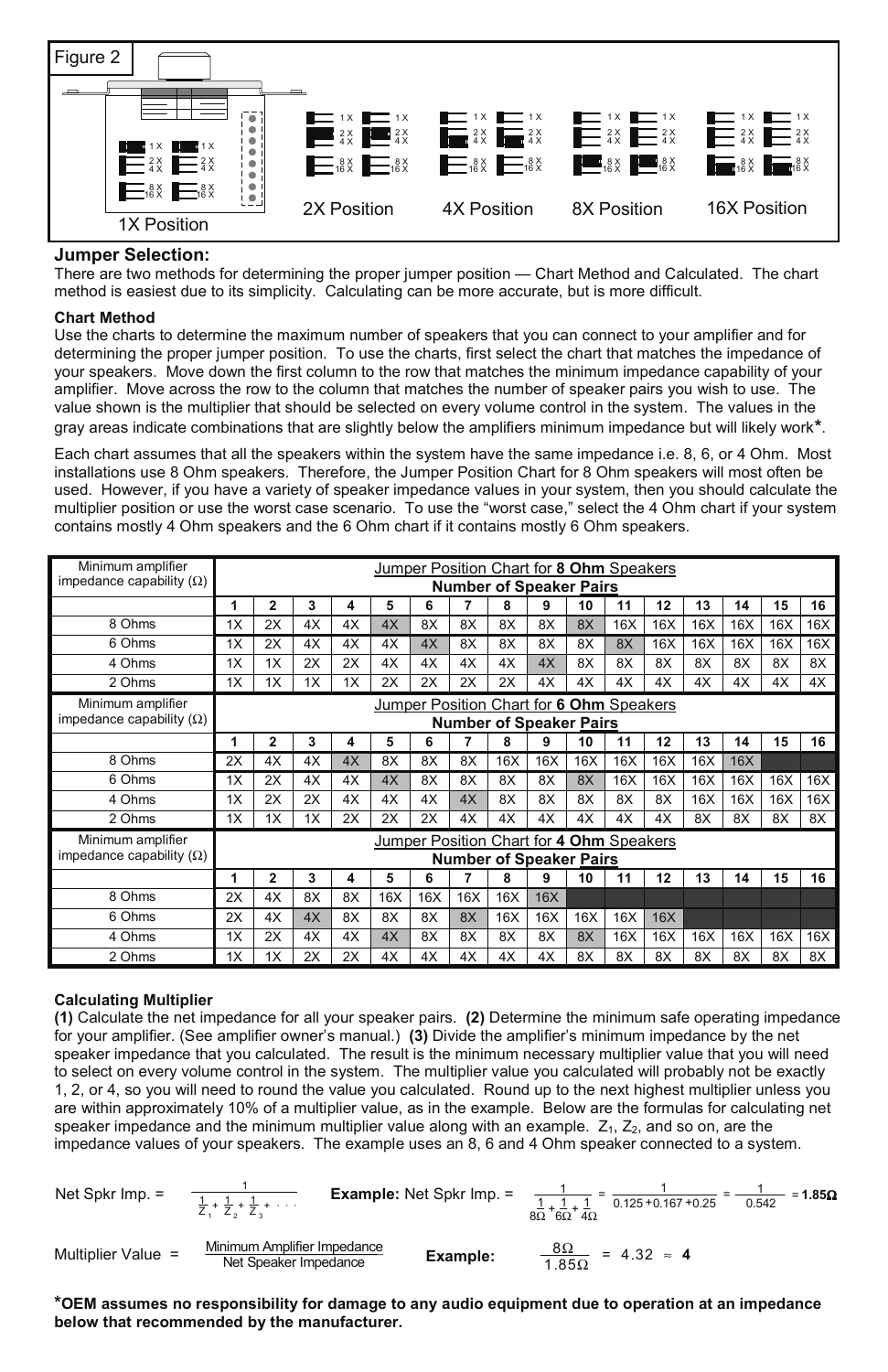Figure 2

1 X
2 X
4 X
8 X
16 X

1X Position

2X Position

4X Position

8X Position

16X Position

### Jumper Selection:

There are two methods for determining the proper jumper position — Chart Method and Calculated. The chart method is easiest due to its simplicity. Calculating can be more accurate, but is more difficult.

**Chart Method**

Use the charts to determine the maximum number of speakers that you can connect to your amplifier and for determining the proper jumper position. To use the charts, first select the chart that matches the impedance of your speakers. Move down the first column to the row that matches the minimum impedance capability of your amplifier. Move across the row to the column that matches the number of speaker pairs you wish to use. The value shown is the multiplier that should be selected on every volume control in the system. The values in the gray areas indicate combinations that are slightly below the amplifiers minimum impedance but will likely work*.

Each chart assumes that all the speakers within the system have the same impedance i.e. 8, 6, or 4 Ohm. Most installations use 8 Ohm speakers. Therefore, the Jumper Position Chart for 8 Ohm speakers will most often be used. However, if you have a variety of speaker impedance values in your system, then you should calculate the multiplier position or use the worst case scenario. To use the "worst case," select the 4 Ohm chart if your system contains mostly 4 Ohm speakers and the 6 Ohm chart if it contains mostly 6 Ohm speakers.

| Minimum amplifier impedance capability (Ω) | Jumper Position Chart for **8 Ohm** Speakers — Number of Speaker Pairs | | | | | | | | | | | | | | | |
|---|---|---|---|---|---|---|---|---|---|---|---|---|---|---|---|---|
| | 1 | 2 | 3 | 4 | 5 | 6 | 7 | 8 | 9 | 10 | 11 | 12 | 13 | 14 | 15 | 16 |
| 8 Ohms | 1X | 2X | 4X | 4X | 4X | 8X | 8X | 8X | 8X | 8X | 16X | 16X | 16X | 16X | 16X | 16X |
| 6 Ohms | 1X | 2X | 4X | 4X | 4X | 4X | 8X | 8X | 8X | 8X | 8X | 16X | 16X | 16X | 16X | 16X |
| 4 Ohms | 1X | 1X | 2X | 2X | 4X | 4X | 4X | 4X | 4X | 8X | 8X | 8X | 8X | 8X | 8X | 8X |
| 2 Ohms | 1X | 1X | 1X | 1X | 2X | 2X | 2X | 2X | 4X | 4X | 4X | 4X | 4X | 4X | 4X | 4X |

| Minimum amplifier impedance capability (Ω) | Jumper Position Chart for **6 Ohm** Speakers — Number of Speaker Pairs | | | | | | | | | | | | | | | |
|---|---|---|---|---|---|---|---|---|---|---|---|---|---|---|---|---|
| | 1 | 2 | 3 | 4 | 5 | 6 | 7 | 8 | 9 | 10 | 11 | 12 | 13 | 14 | 15 | 16 |
| 8 Ohms | 2X | 4X | 4X | 4X | 8X | 8X | 8X | 16X | 16X | 16X | 16X | 16X | 16X | 16X | | |
| 6 Ohms | 1X | 2X | 4X | 4X | 4X | 8X | 8X | 8X | 8X | 8X | 16X | 16X | 16X | 16X | 16X | 16X |
| 4 Ohms | 1X | 2X | 2X | 4X | 4X | 4X | 4X | 8X | 8X | 8X | 8X | 8X | 16X | 16X | 16X | 16X |
| 2 Ohms | 1X | 1X | 1X | 2X | 2X | 2X | 4X | 4X | 4X | 4X | 4X | 4X | 8X | 8X | 8X | 8X |

| Minimum amplifier impedance capability (Ω) | Jumper Position Chart for **4 Ohm** Speakers — Number of Speaker Pairs | | | | | | | | | | | | | | | |
|---|---|---|---|---|---|---|---|---|---|---|---|---|---|---|---|---|
| | 1 | 2 | 3 | 4 | 5 | 6 | 7 | 8 | 9 | 10 | 11 | 12 | 13 | 14 | 15 | 16 |
| 8 Ohms | 2X | 4X | 8X | 8X | 16X | 16X | 16X | 16X | 16X | | | | | | | |
| 6 Ohms | 2X | 4X | 4X | 8X | 8X | 8X | 8X | 16X | 16X | 16X | 16X | 16X | | | | |
| 4 Ohms | 1X | 2X | 4X | 4X | 4X | 8X | 8X | 8X | 8X | 8X | 16X | 16X | 16X | 16X | 16X | 16X |
| 2 Ohms | 1X | 1X | 2X | 2X | 4X | 4X | 4X | 4X | 4X | 8X | 8X | 8X | 8X | 8X | 8X | 8X |

**Calculating Multiplier**

**(1)** Calculate the net impedance for all your speaker pairs. **(2)** Determine the minimum safe operating impedance for your amplifier. (See amplifier owner's manual.) **(3)** Divide the amplifier's minimum impedance by the net speaker impedance that you calculated. The result is the minimum necessary multiplier value that you will need to select on every volume control in the system. The multiplier value you calculated will probably not be exactly 1, 2, or 4, so you will need to round the value you calculated. Round up to the next highest multiplier unless you are within approximately 10% of a multiplier value, as in the example. Below are the formulas for calculating net speaker impedance and the minimum multiplier value along with an example. $Z_1$, $Z_2$, and so on, are the impedance values of your speakers. The example uses an 8, 6 and 4 Ohm speaker connected to a system.

Net Spkr Imp. = $\dfrac{1}{\frac{1}{Z_1}+\frac{1}{Z_2}+\frac{1}{Z_3}+\cdots}$ **Example:** Net Spkr Imp. = $\dfrac{1}{\frac{1}{8\Omega}+\frac{1}{6\Omega}+\frac{1}{4\Omega}} = \dfrac{1}{0.125+0.167+0.25} = \dfrac{1}{0.542} = \mathbf{1.85\Omega}$

Multiplier Value = $\dfrac{\text{Minimum Amplifier Impedance}}{\text{Net Speaker Impedance}}$ **Example:** $\dfrac{8\Omega}{1.85\Omega} = 4.32 \approx \mathbf{4}$

***OEM assumes no responsibility for damage to any audio equipment due to operation at an impedance below that recommended by the manufacturer.**